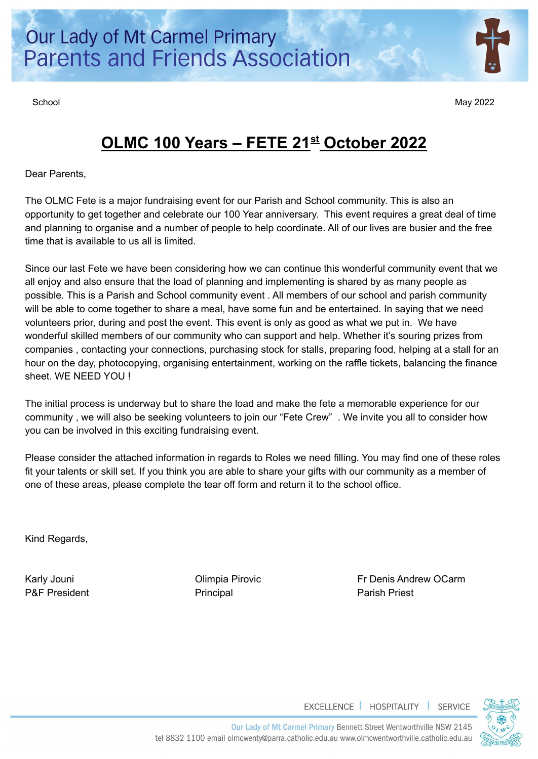# Our Lady of Mt Carmel Primary
## Parents and Friends Association

School May 2022

## OLMC 100 Years – FETE 21st October 2022

Dear Parents,

The OLMC Fete is a major fundraising event for our Parish and School community. This is also an opportunity to get together and celebrate our 100 Year anniversary. This event requires a great deal of time and planning to organise and a number of people to help coordinate. All of our lives are busier and the free time that is available to us all is limited.

Since our last Fete we have been considering how we can continue this wonderful community event that we all enjoy and also ensure that the load of planning and implementing is shared by as many people as possible. This is a Parish and School community event . All members of our school and parish community will be able to come together to share a meal, have some fun and be entertained. In saying that we need volunteers prior, during and post the event. This event is only as good as what we put in. We have wonderful skilled members of our community who can support and help. Whether it's souring prizes from companies , contacting your connections, purchasing stock for stalls, preparing food, helping at a stall for an hour on the day, photocopying, organising entertainment, working on the raffle tickets, balancing the finance sheet. WE NEED YOU !

The initial process is underway but to share the load and make the fete a memorable experience for our community , we will also be seeking volunteers to join our "Fete Crew" . We invite you all to consider how you can be involved in this exciting fundraising event.

Please consider the attached information in regards to Roles we need filling. You may find one of these roles fit your talents or skill set. If you think you are able to share your gifts with our community as a member of one of these areas, please complete the tear off form and return it to the school office.

Kind Regards,

Karly Jouni
P&F President

Olimpia Pirovic
Principal

Fr Denis Andrew OCarm
Parish Priest

EXCELLENCE | HOSPITALITY | SERVICE

Our Lady of Mt Carmel Primary Bennett Street Wentworthville NSW 2145
tel 8832 1100 email olmcwenty@parra.catholic.edu.au www.olmcwentworthville.catholic.edu.au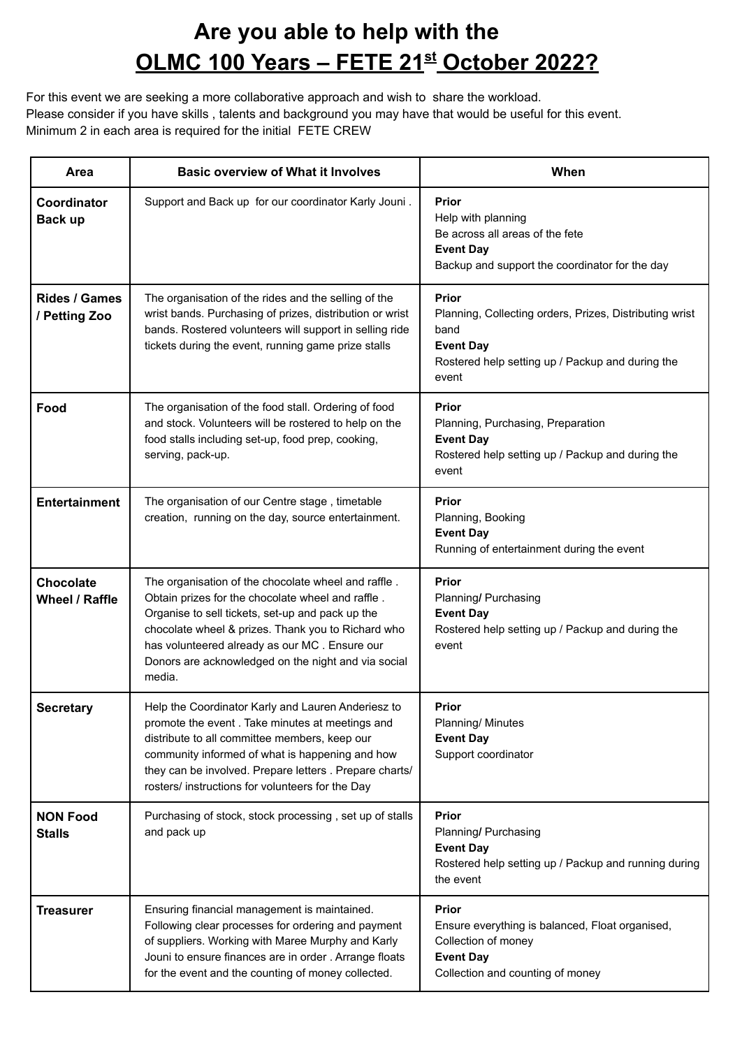# Are you able to help with the **OLMC 100 Years – FETE 21st October 2022?**

For this event we are seeking a more collaborative approach and wish to share the workload.
Please consider if you have skills , talents and background you may have that would be useful for this event.
Minimum 2 in each area is required for the initial FETE CREW

| Area | Basic overview of What it Involves | When |
|---|---|---|
| **Coordinator Back up** | Support and Back up for our coordinator Karly Jouni . | **Prior**<br>Help with planning<br>Be across all areas of the fete<br>**Event Day**<br>Backup and support the coordinator for the day |
| **Rides / Games / Petting Zoo** | The organisation of the rides and the selling of the wrist bands. Purchasing of prizes, distribution or wrist bands. Rostered volunteers will support in selling ride tickets during the event, running game prize stalls | **Prior**<br>Planning, Collecting orders, Prizes, Distributing wrist band<br>**Event Day**<br>Rostered help setting up / Packup and during the event |
| **Food** | The organisation of the food stall. Ordering of food and stock. Volunteers will be rostered to help on the food stalls including set-up, food prep, cooking, serving, pack-up. | **Prior**<br>Planning, Purchasing, Preparation<br>**Event Day**<br>Rostered help setting up / Packup and during the event |
| **Entertainment** | The organisation of our Centre stage , timetable creation, running on the day, source entertainment. | **Prior**<br>Planning, Booking<br>**Event Day**<br>Running of entertainment during the event |
| **Chocolate Wheel / Raffle** | The organisation of the chocolate wheel and raffle . Obtain prizes for the chocolate wheel and raffle . Organise to sell tickets, set-up and pack up the chocolate wheel & prizes. Thank you to Richard who has volunteered already as our MC . Ensure our Donors are acknowledged on the night and via social media. | **Prior**<br>Planning/ Purchasing<br>**Event Day**<br>Rostered help setting up / Packup and during the event |
| **Secretary** | Help the Coordinator Karly and Lauren Anderiesz to promote the event . Take minutes at meetings and distribute to all committee members, keep our community informed of what is happening and how they can be involved. Prepare letters . Prepare charts/ rosters/ instructions for volunteers for the Day | **Prior**<br>Planning/ Minutes<br>**Event Day**<br>Support coordinator |
| **NON Food Stalls** | Purchasing of stock, stock processing , set up of stalls and pack up | **Prior**<br>Planning/ Purchasing<br>**Event Day**<br>Rostered help setting up / Packup and running during the event |
| **Treasurer** | Ensuring financial management is maintained. Following clear processes for ordering and payment of suppliers. Working with Maree Murphy and Karly Jouni to ensure finances are in order . Arrange floats for the event and the counting of money collected. | **Prior**<br>Ensure everything is balanced, Float organised, Collection of money<br>**Event Day**<br>Collection and counting of money |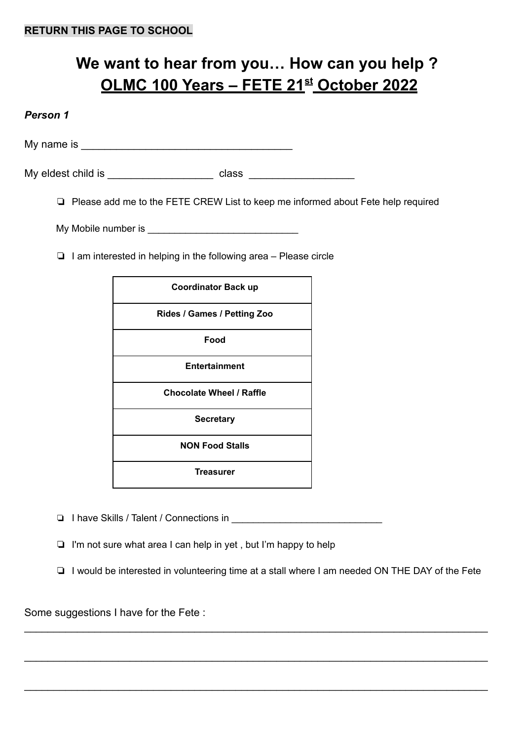**RETURN THIS PAGE TO SCHOOL**

# We want to hear from you… How can you help ?

# OLMC 100 Years – FETE 21st October 2022

***Person 1***

My name is ___________________________________

My eldest child is _________________ class _________________

- ❏ Please add me to the FETE CREW List to keep me informed about Fete help required

  My Mobile number is ___________________________

- ❏ I am interested in helping in the following area – Please circle

| **Coordinator Back up** |
|---|
| **Rides / Games / Petting Zoo** |
| **Food** |
| **Entertainment** |
| **Chocolate Wheel / Raffle** |
| **Secretary** |
| **NON Food Stalls** |
| **Treasurer** |

- ❏ I have Skills / Talent / Connections in ___________________________
- ❏ I'm not sure what area I can help in yet , but I'm happy to help
- ❏ I would be interested in volunteering time at a stall where I am needed ON THE DAY of the Fete

Some suggestions I have for the Fete :

_____________________________________________________________________________

_____________________________________________________________________________

_____________________________________________________________________________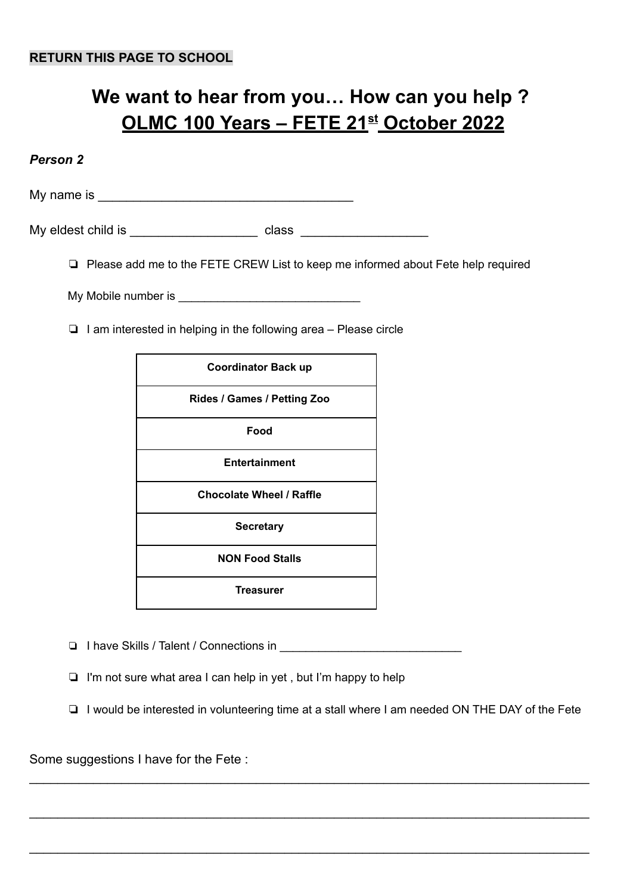**RETURN THIS PAGE TO SCHOOL**

# We want to hear from you… How can you help ?
# OLMC 100 Years – FETE 21st October 2022

***Person 2***

My name is ___________________________________

My eldest child is _________________ class _________________

- ❏ Please add me to the FETE CREW List to keep me informed about Fete help required

  My Mobile number is ___________________________

- ❏ I am interested in helping in the following area – Please circle

| |
|---|
| **Coordinator Back up** |
| **Rides / Games / Petting Zoo** |
| **Food** |
| **Entertainment** |
| **Chocolate Wheel / Raffle** |
| **Secretary** |
| **NON Food Stalls** |
| **Treasurer** |

- ❏ I have Skills / Talent / Connections in ___________________________
- ❏ I'm not sure what area I can help in yet , but I'm happy to help
- ❏ I would be interested in volunteering time at a stall where I am needed ON THE DAY of the Fete

Some suggestions I have for the Fete :

___________________________________________________________________________

___________________________________________________________________________

___________________________________________________________________________